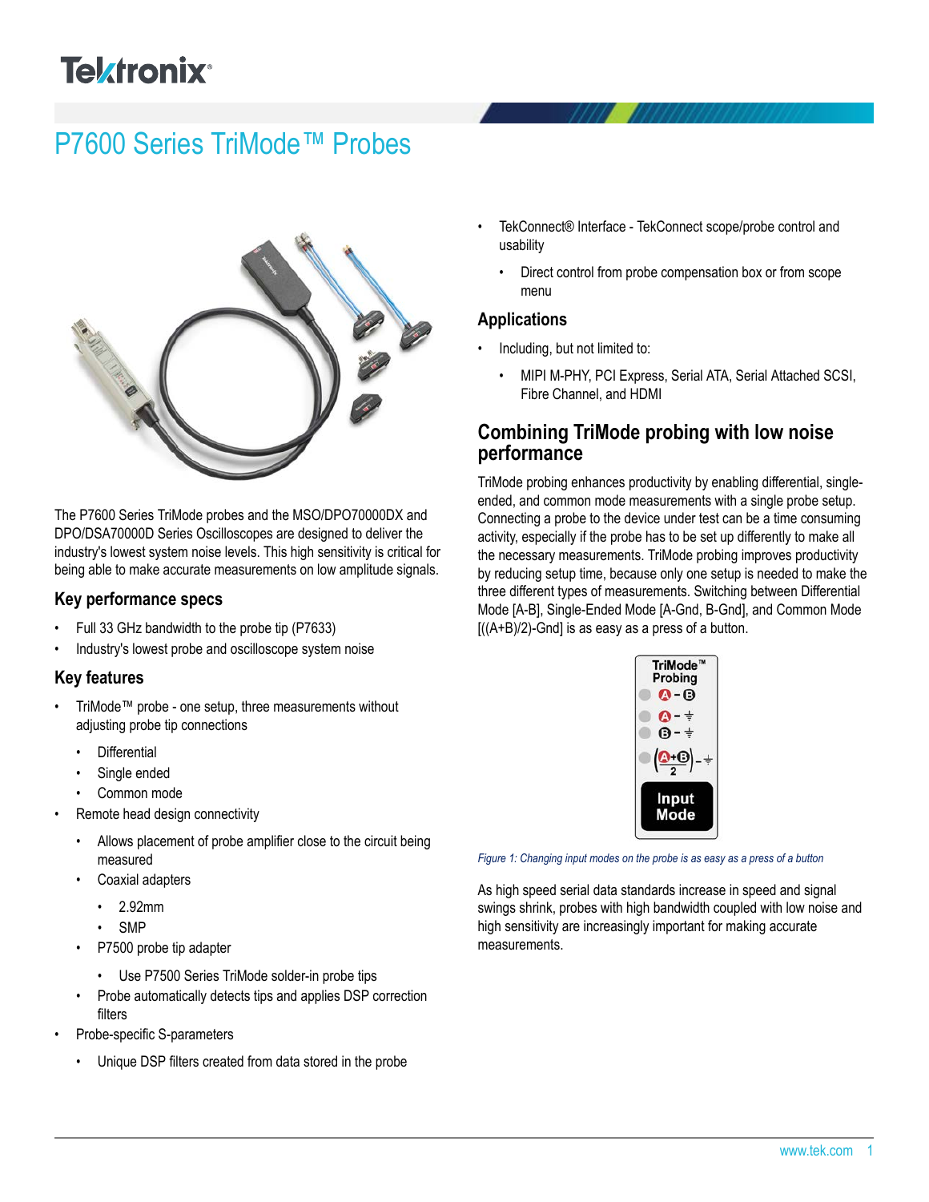# P7600 Series TriMode™ Probes

The P7600 Series TriMode probes and the MSO/DPO70000DX and DPO/DSA70000D Series Oscilloscopes are designed to deliver the industry's lowest system noise levels. This high sensitivity is critical for being able to make accurate measurements on low amplitude signals.

## Key performance specs

- Full 33 GHz bandwidth to the probe tip (P7633)
- Industry's lowest probe and oscilloscope system noise

## Key features

- TriMode™ probe - one setup, three measurements without adjusting probe tip connections
  - Differential
  - Single ended
  - Common mode
- Remote head design connectivity
  - Allows placement of probe amplifier close to the circuit being measured
  - Coaxial adapters
    - 2.92mm
    - SMP
  - P7500 probe tip adapter
    - Use P7500 Series TriMode solder-in probe tips
  - Probe automatically detects tips and applies DSP correction filters
- Probe-specific S-parameters
  - Unique DSP filters created from data stored in the probe
- TekConnect® Interface - TekConnect scope/probe control and usability
  - Direct control from probe compensation box or from scope menu

## Applications

- Including, but not limited to:
  - MIPI M-PHY, PCI Express, Serial ATA, Serial Attached SCSI, Fibre Channel, and HDMI

## Combining TriMode probing with low noise performance

TriMode probing enhances productivity by enabling differential, single-ended, and common mode measurements with a single probe setup. Connecting a probe to the device under test can be a time consuming activity, especially if the probe has to be set up differently to make all the necessary measurements. TriMode probing improves productivity by reducing setup time, because only one setup is needed to make the three different types of measurements. Switching between Differential Mode [A-B], Single-Ended Mode [A-Gnd, B-Gnd], and Common Mode [((A+B)/2)-Gnd] is as easy as a press of a button.

*Figure 1: Changing input modes on the probe is as easy as a press of a button*

As high speed serial data standards increase in speed and signal swings shrink, probes with high bandwidth coupled with low noise and high sensitivity are increasingly important for making accurate measurements.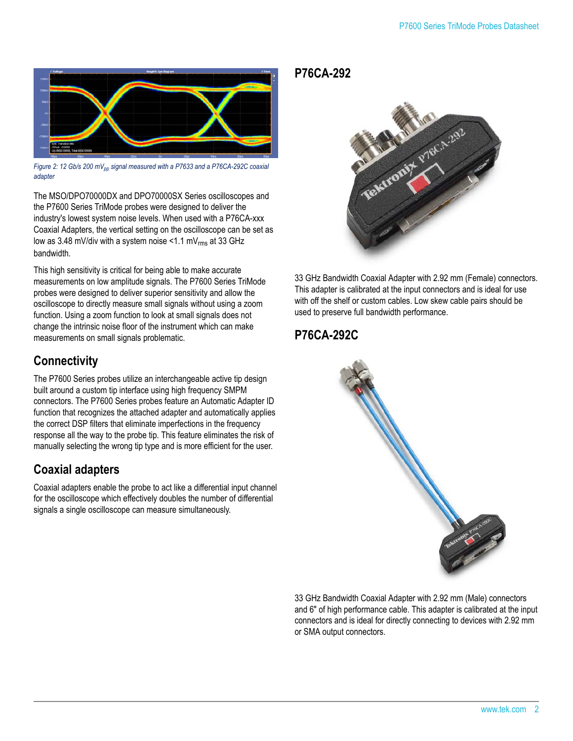Figure 2: 12 Gb/s 200 $mV_{pp}$ signal measured with a P7633 and a P76CA-292C coaxial adapter

The MSO/DPO70000DX and DPO70000SX Series oscilloscopes and the P7600 Series TriMode probes were designed to deliver the industry's lowest system noise levels. When used with a P76CA-xxx Coaxial Adapters, the vertical setting on the oscilloscope can be set as low as 3.48 mV/div with a system noise <1.1 $mV_{rms}$ at 33 GHz bandwidth.

This high sensitivity is critical for being able to make accurate measurements on low amplitude signals. The P7600 Series TriMode probes were designed to deliver superior sensitivity and allow the oscilloscope to directly measure small signals without using a zoom function. Using a zoom function to look at small signals does not change the intrinsic noise floor of the instrument which can make measurements on small signals problematic.

## Connectivity

The P7600 Series probes utilize an interchangeable active tip design built around a custom tip interface using high frequency SMPM connectors. The P7600 Series probes feature an Automatic Adapter ID function that recognizes the attached adapter and automatically applies the correct DSP filters that eliminate imperfections in the frequency response all the way to the probe tip. This feature eliminates the risk of manually selecting the wrong tip type and is more efficient for the user.

## Coaxial adapters

Coaxial adapters enable the probe to act like a differential input channel for the oscilloscope which effectively doubles the number of differential signals a single oscilloscope can measure simultaneously.

## P76CA-292

33 GHz Bandwidth Coaxial Adapter with 2.92 mm (Female) connectors. This adapter is calibrated at the input connectors and is ideal for use with off the shelf or custom cables. Low skew cable pairs should be used to preserve full bandwidth performance.

## P76CA-292C

33 GHz Bandwidth Coaxial Adapter with 2.92 mm (Male) connectors and 6" of high performance cable. This adapter is calibrated at the input connectors and is ideal for directly connecting to devices with 2.92 mm or SMA output connectors.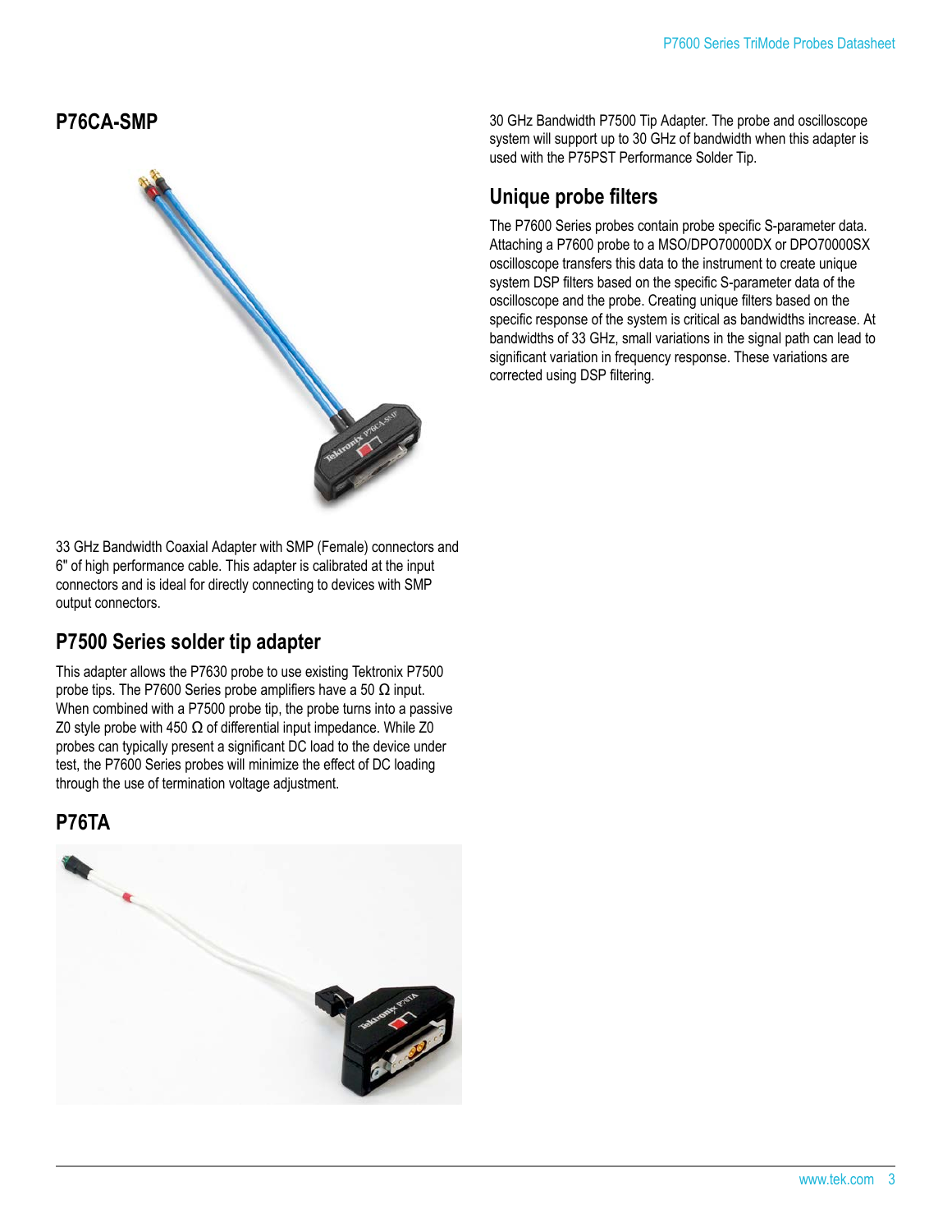## P76CA-SMP

33 GHz Bandwidth Coaxial Adapter with SMP (Female) connectors and 6" of high performance cable. This adapter is calibrated at the input connectors and is ideal for directly connecting to devices with SMP output connectors.

## P7500 Series solder tip adapter

This adapter allows the P7630 probe to use existing Tektronix P7500 probe tips. The P7600 Series probe amplifiers have a 50 Ω input. When combined with a P7500 probe tip, the probe turns into a passive Z0 style probe with 450 Ω of differential input impedance. While Z0 probes can typically present a significant DC load to the device under test, the P7600 Series probes will minimize the effect of DC loading through the use of termination voltage adjustment.

## P76TA

30 GHz Bandwidth P7500 Tip Adapter. The probe and oscilloscope system will support up to 30 GHz of bandwidth when this adapter is used with the P75PST Performance Solder Tip.

## Unique probe filters

The P7600 Series probes contain probe specific S-parameter data. Attaching a P7600 probe to a MSO/DPO70000DX or DPO70000SX oscilloscope transfers this data to the instrument to create unique system DSP filters based on the specific S-parameter data of the oscilloscope and the probe. Creating unique filters based on the specific response of the system is critical as bandwidths increase. At bandwidths of 33 GHz, small variations in the signal path can lead to significant variation in frequency response. These variations are corrected using DSP filtering.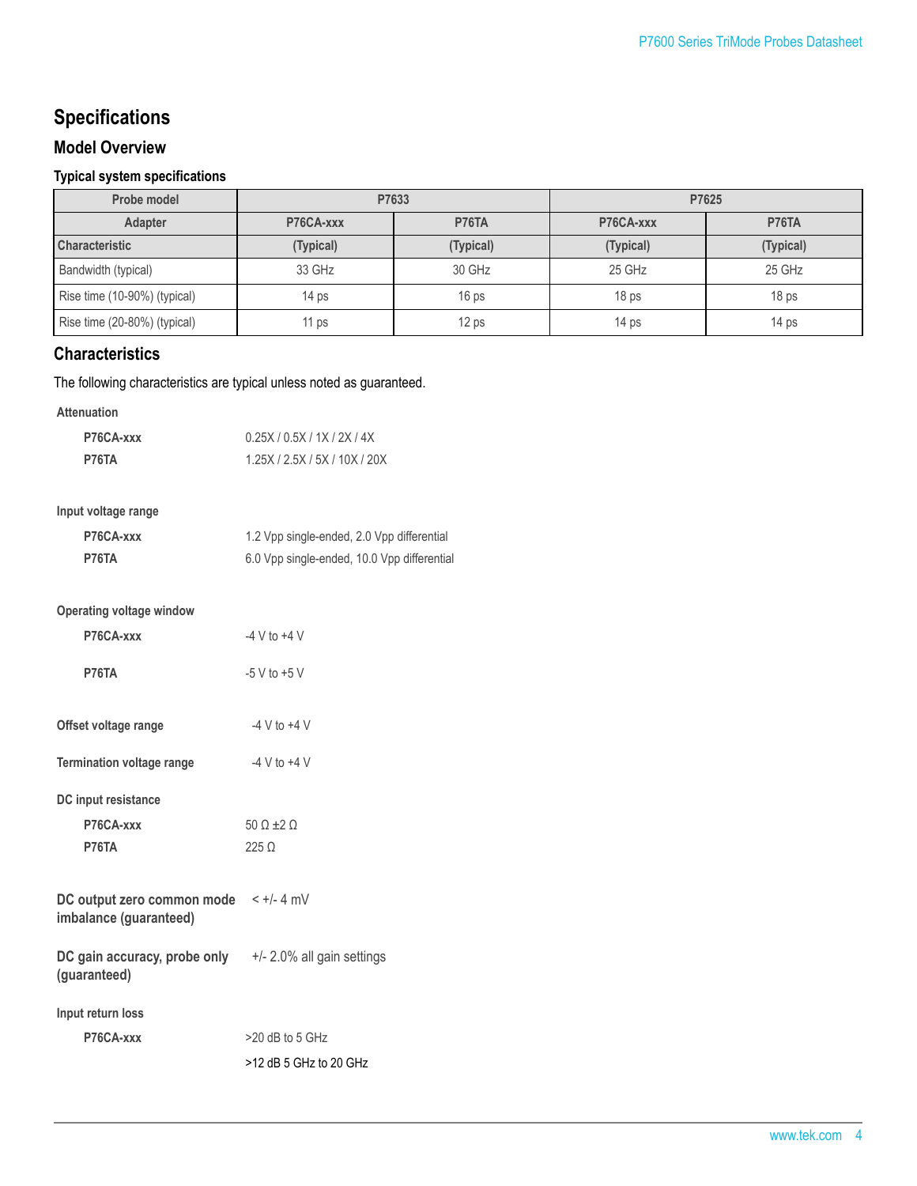# Specifications

## Model Overview

### Typical system specifications

| Probe model | P7633 | | P7625 | |
|---|---|---|---|---|
| Adapter | P76CA-xxx | P76TA | P76CA-xxx | P76TA |
| Characteristic | (Typical) | (Typical) | (Typical) | (Typical) |
| Bandwidth (typical) | 33 GHz | 30 GHz | 25 GHz | 25 GHz |
| Rise time (10-90%) (typical) | 14 ps | 16 ps | 18 ps | 18 ps |
| Rise time (20-80%) (typical) | 11 ps | 12 ps | 14 ps | 14 ps |

## Characteristics

The following characteristics are typical unless noted as guaranteed.

**Attenuation**

| | |
|---|---|
| **P76CA-xxx** | 0.25X / 0.5X / 1X / 2X / 4X |
| **P76TA** | 1.25X / 2.5X / 5X / 10X / 20X |

**Input voltage range**

| | |
|---|---|
| **P76CA-xxx** | 1.2 Vpp single-ended, 2.0 Vpp differential |
| **P76TA** | 6.0 Vpp single-ended, 10.0 Vpp differential |

**Operating voltage window**

| | |
|---|---|
| **P76CA-xxx** | -4 V to +4 V |
| **P76TA** | -5 V to +5 V |

**Offset voltage range** -4 V to +4 V

**Termination voltage range** -4 V to +4 V

**DC input resistance**

| | |
|---|---|
| **P76CA-xxx** | 50 Ω ±2 Ω |
| **P76TA** | 225 Ω |

**DC output zero common mode imbalance (guaranteed)** < +/- 4 mV

**DC gain accuracy, probe only (guaranteed)** +/- 2.0% all gain settings

**Input return loss**

| | |
|---|---|
| **P76CA-xxx** | >20 dB to 5 GHz |
| | >12 dB 5 GHz to 20 GHz |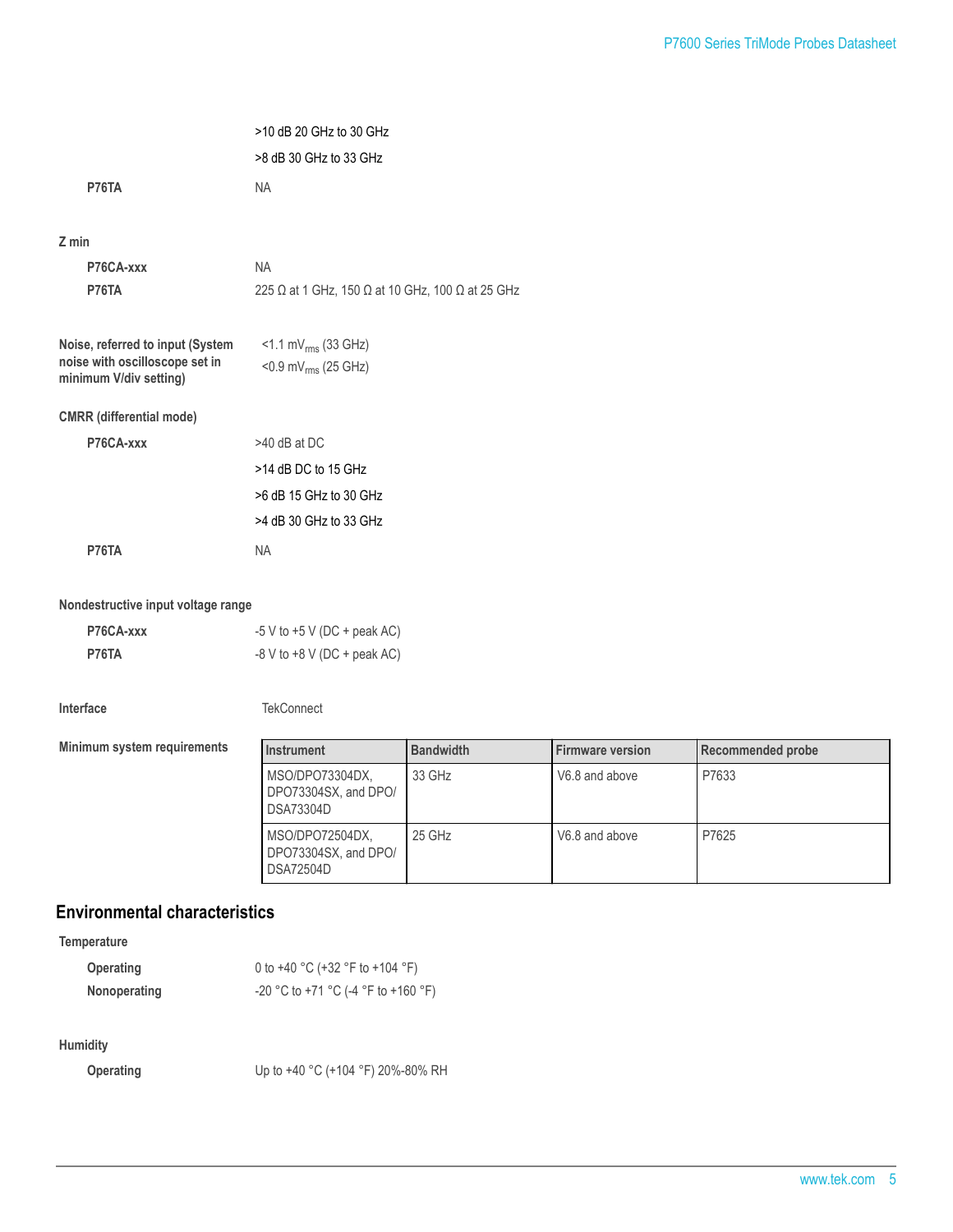>10 dB 20 GHz to 30 GHz

>8 dB 30 GHz to 33 GHz

**P76TA** NA

**Z min**

**P76CA-xxx** NA

**P76TA** 225 Ω at 1 GHz, 150 Ω at 10 GHz, 100 Ω at 25 GHz

**Noise, referred to input (System noise with oscilloscope set in minimum V/div setting)**

<1.1 $mV_{rms}$ (33 GHz)

<0.9 $mV_{rms}$ (25 GHz)

**CMRR (differential mode)**

**P76CA-xxx**

>40 dB at DC

>14 dB DC to 15 GHz

>6 dB 15 GHz to 30 GHz

>4 dB 30 GHz to 33 GHz

**P76TA** NA

**Nondestructive input voltage range**

**P76CA-xxx** -5 V to +5 V (DC + peak AC)

**P76TA** -8 V to +8 V (DC + peak AC)

**Interface** TekConnect

**Minimum system requirements**

| Instrument | Bandwidth | Firmware version | Recommended probe |
|---|---|---|---|
| MSO/DPO73304DX, DPO73304SX, and DPO/DSA73304D | 33 GHz | V6.8 and above | P7633 |
| MSO/DPO72504DX, DPO73304SX, and DPO/DSA72504D | 25 GHz | V6.8 and above | P7625 |

## Environmental characteristics

**Temperature**

**Operating** 0 to +40 °C (+32 °F to +104 °F)

**Nonoperating** -20 °C to +71 °C (-4 °F to +160 °F)

**Humidity**

**Operating** Up to +40 °C (+104 °F) 20%-80% RH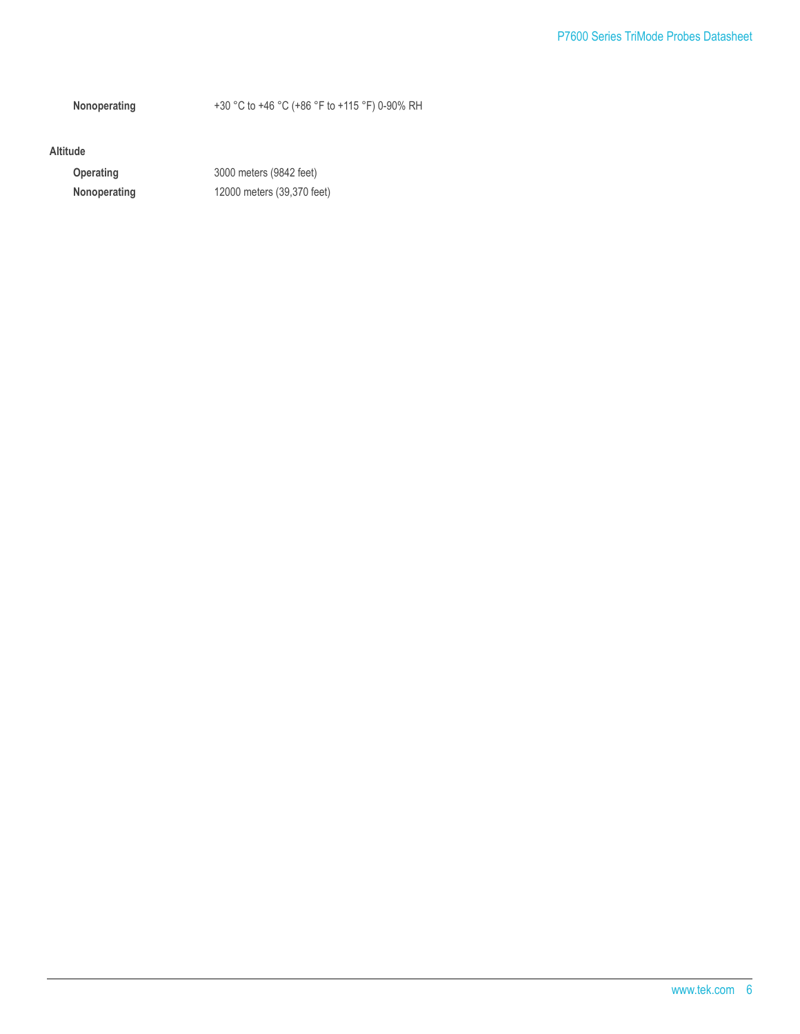| | |
|---|---|
| **Nonoperating** | +30 °C to +46 °C (+86 °F to +115 °F) 0-90% RH |

**Altitude**

| | |
|---|---|
| **Operating** | 3000 meters (9842 feet) |
| **Nonoperating** | 12000 meters (39,370 feet) |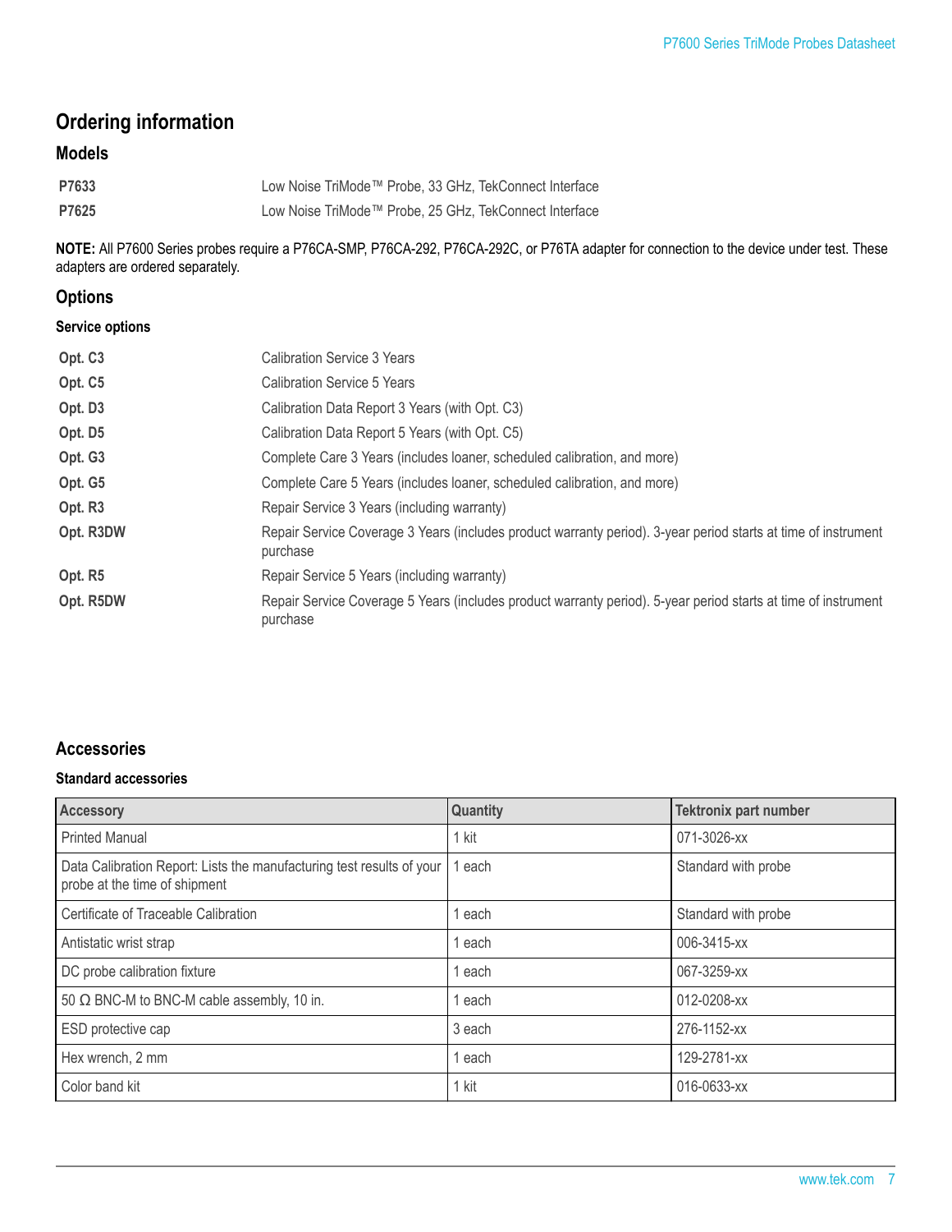# Ordering information

## Models

| | |
|---|---|
| **P7633** | Low Noise TriMode™ Probe, 33 GHz, TekConnect Interface |
| **P7625** | Low Noise TriMode™ Probe, 25 GHz, TekConnect Interface |

**NOTE:** All P7600 Series probes require a P76CA-SMP, P76CA-292, P76CA-292C, or P76TA adapter for connection to the device under test. These adapters are ordered separately.

## Options

### Service options

| | |
|---|---|
| **Opt. C3** | Calibration Service 3 Years |
| **Opt. C5** | Calibration Service 5 Years |
| **Opt. D3** | Calibration Data Report 3 Years (with Opt. C3) |
| **Opt. D5** | Calibration Data Report 5 Years (with Opt. C5) |
| **Opt. G3** | Complete Care 3 Years (includes loaner, scheduled calibration, and more) |
| **Opt. G5** | Complete Care 5 Years (includes loaner, scheduled calibration, and more) |
| **Opt. R3** | Repair Service 3 Years (including warranty) |
| **Opt. R3DW** | Repair Service Coverage 3 Years (includes product warranty period). 3-year period starts at time of instrument purchase |
| **Opt. R5** | Repair Service 5 Years (including warranty) |
| **Opt. R5DW** | Repair Service Coverage 5 Years (includes product warranty period). 5-year period starts at time of instrument purchase |

## Accessories

### Standard accessories

| Accessory | Quantity | Tektronix part number |
|---|---|---|
| Printed Manual | 1 kit | 071-3026-xx |
| Data Calibration Report: Lists the manufacturing test results of your probe at the time of shipment | 1 each | Standard with probe |
| Certificate of Traceable Calibration | 1 each | Standard with probe |
| Antistatic wrist strap | 1 each | 006-3415-xx |
| DC probe calibration fixture | 1 each | 067-3259-xx |
| 50 Ω BNC-M to BNC-M cable assembly, 10 in. | 1 each | 012-0208-xx |
| ESD protective cap | 3 each | 276-1152-xx |
| Hex wrench, 2 mm | 1 each | 129-2781-xx |
| Color band kit | 1 kit | 016-0633-xx |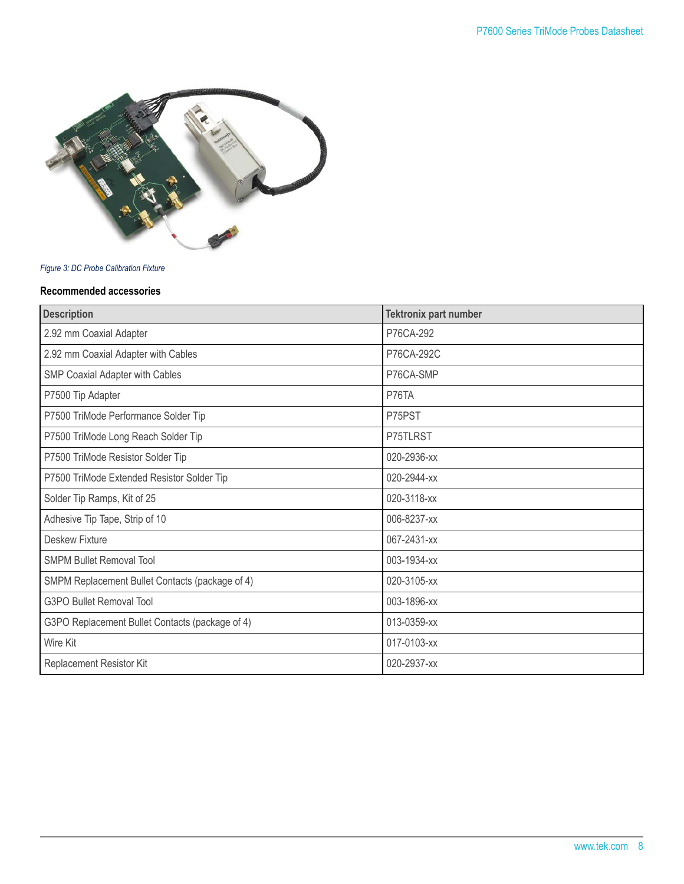*Figure 3: DC Probe Calibration Fixture*

#### Recommended accessories

| Description | Tektronix part number |
| --- | --- |
| 2.92 mm Coaxial Adapter | P76CA-292 |
| 2.92 mm Coaxial Adapter with Cables | P76CA-292C |
| SMP Coaxial Adapter with Cables | P76CA-SMP |
| P7500 Tip Adapter | P76TA |
| P7500 TriMode Performance Solder Tip | P75PST |
| P7500 TriMode Long Reach Solder Tip | P75TLRST |
| P7500 TriMode Resistor Solder Tip | 020-2936-xx |
| P7500 TriMode Extended Resistor Solder Tip | 020-2944-xx |
| Solder Tip Ramps, Kit of 25 | 020-3118-xx |
| Adhesive Tip Tape, Strip of 10 | 006-8237-xx |
| Deskew Fixture | 067-2431-xx |
| SMPM Bullet Removal Tool | 003-1934-xx |
| SMPM Replacement Bullet Contacts (package of 4) | 020-3105-xx |
| G3PO Bullet Removal Tool | 003-1896-xx |
| G3PO Replacement Bullet Contacts (package of 4) | 013-0359-xx |
| Wire Kit | 017-0103-xx |
| Replacement Resistor Kit | 020-2937-xx |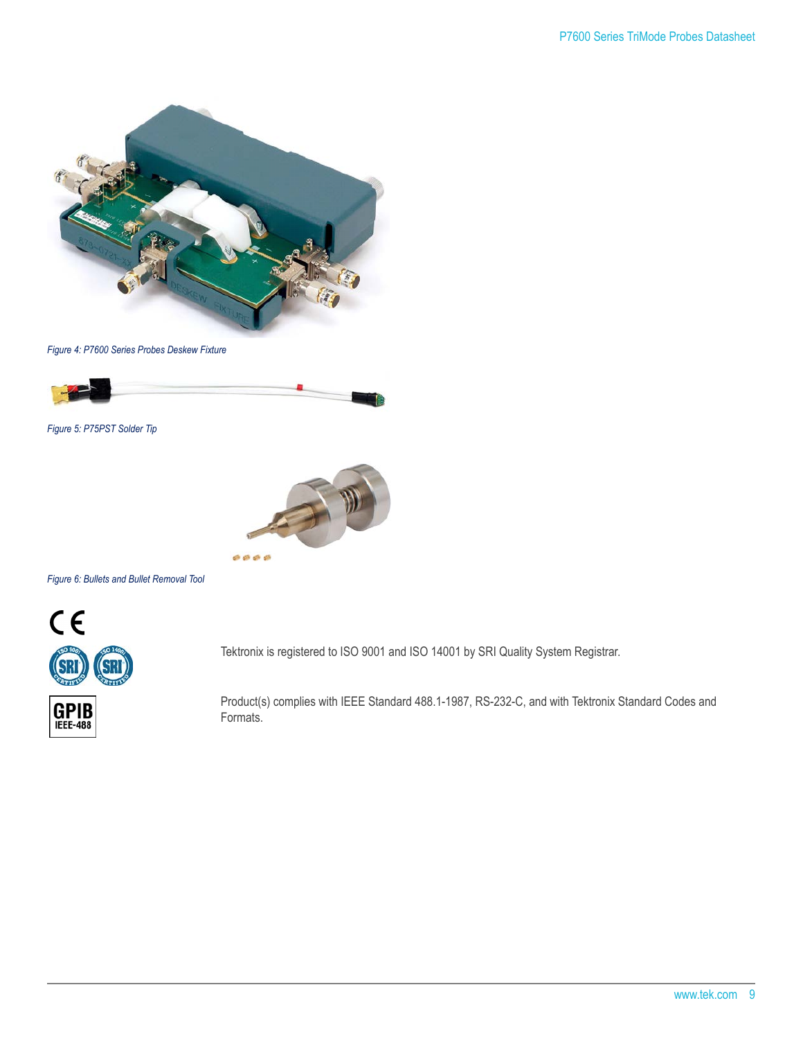Figure 4: P7600 Series Probes Deskew Fixture

Figure 5: P75PST Solder Tip

Figure 6: Bullets and Bullet Removal Tool

Tektronix is registered to ISO 9001 and ISO 14001 by SRI Quality System Registrar.

Product(s) complies with IEEE Standard 488.1-1987, RS-232-C, and with Tektronix Standard Codes and Formats.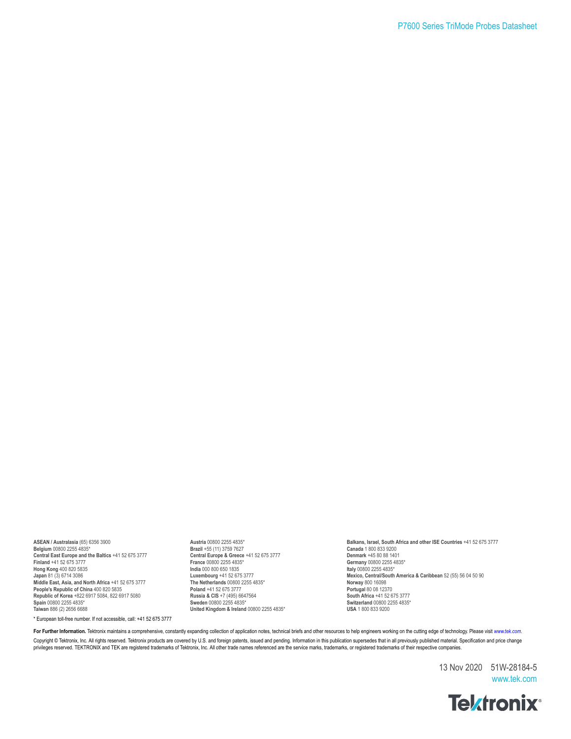**ASEAN / Australasia** (65) 6356 3900
**Belgium** 00800 2255 4835*
**Central East Europe and the Baltics** +41 52 675 3777
**Finland** +41 52 675 3777
**Hong Kong** 400 820 5835
**Japan** 81 (3) 6714 3086
**Middle East, Asia, and North Africa** +41 52 675 3777
**People's Republic of China** 400 820 5835
**Republic of Korea** +822 6917 5084, 822 6917 5080
**Spain** 00800 2255 4835*
**Taiwan** 886 (2) 2656 6688

**Austria** 00800 2255 4835*
**Brazil** +55 (11) 3759 7627
**Central Europe & Greece** +41 52 675 3777
**France** 00800 2255 4835*
**India** 000 800 650 1835
**Luxembourg** +41 52 675 3777
**The Netherlands** 00800 2255 4835*
**Poland** +41 52 675 3777
**Russia & CIS** +7 (495) 6647564
**Sweden** 00800 2255 4835*
**United Kingdom & Ireland** 00800 2255 4835*

**Balkans, Israel, South Africa and other ISE Countries** +41 52 675 3777
**Canada** 1 800 833 9200
**Denmark** +45 80 88 1401
**Germany** 00800 2255 4835*
**Italy** 00800 2255 4835*
**Mexico, Central/South America & Caribbean** 52 (55) 56 04 50 90
**Norway** 800 16098
**Portugal** 80 08 12370
**South Africa** +41 52 675 3777
**Switzerland** 00800 2255 4835*
**USA** 1 800 833 9200

* European toll-free number. If not accessible, call: +41 52 675 3777

**For Further Information.** Tektronix maintains a comprehensive, constantly expanding collection of application notes, technical briefs and other resources to help engineers working on the cutting edge of technology. Please visit *www.tek.com*.

Copyright © Tektronix, Inc. All rights reserved. Tektronix products are covered by U.S. and foreign patents, issued and pending. Information in this publication supersedes that in all previously published material. Specification and price change privileges reserved. TEKTRONIX and TEK are registered trademarks of Tektronix, Inc. All other trade names referenced are the service marks, trademarks, or registered trademarks of their respective companies.

13 Nov 2020 51W-28184-5

www.tek.com

Tektronix®